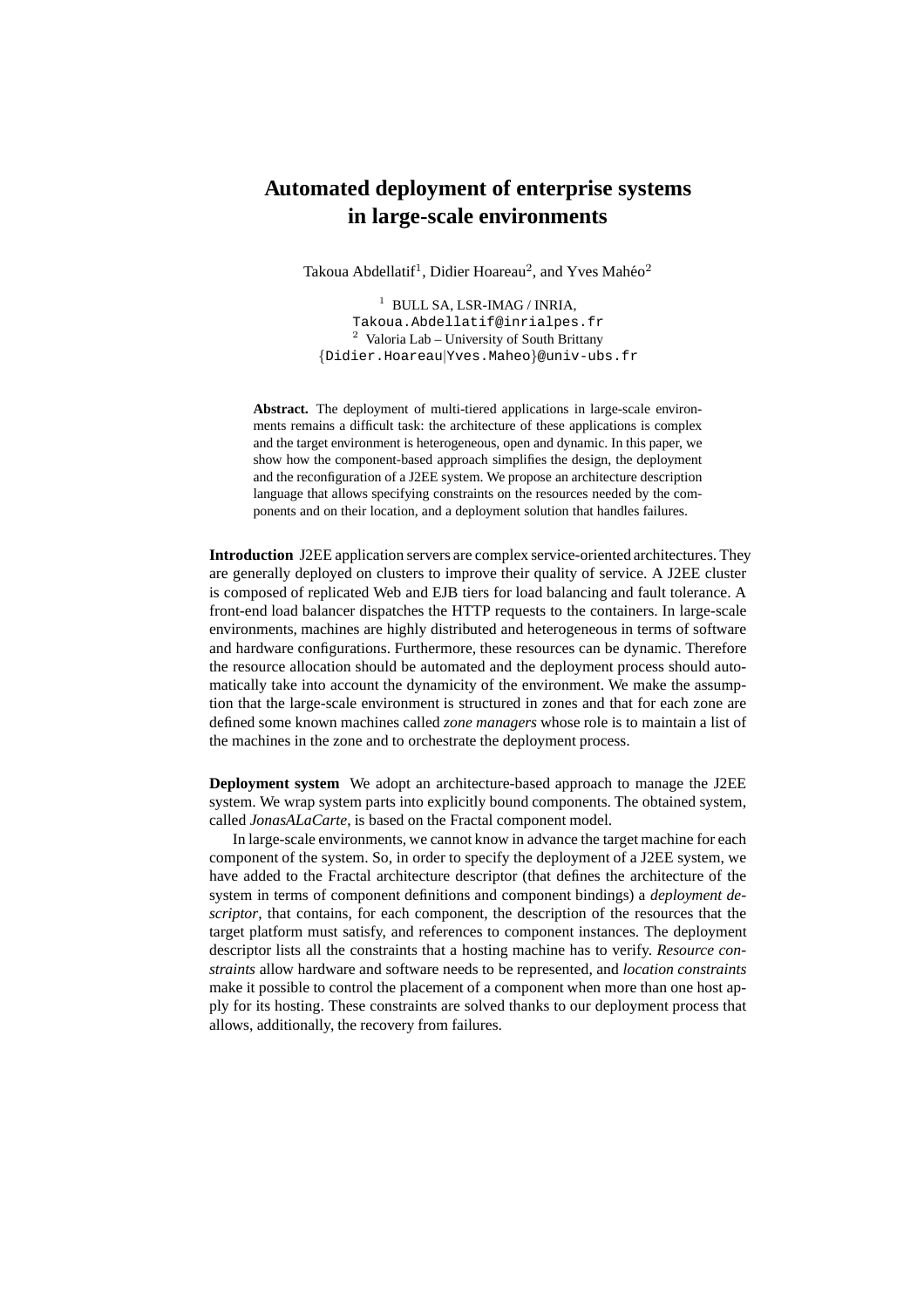# Automated deployment of enterprise systems in large-scale environments

Takoua Abdellatif[1], Didier Hoareau[2], and Yves Mahéo[2]

[1] BULL SA, LSR-IMAG / INRIA,
Takoua.Abdellatif@inrialpes.fr
[2] Valoria Lab – University of South Brittany
{Didier.Hoareau|Yves.Maheo}@univ-ubs.fr

**Abstract.** The deployment of multi-tiered applications in large-scale environments remains a difficult task: the architecture of these applications is complex and the target environment is heterogeneous, open and dynamic. In this paper, we show how the component-based approach simplifies the design, the deployment and the reconfiguration of a J2EE system. We propose an architecture description language that allows specifying constraints on the resources needed by the components and on their location, and a deployment solution that handles failures.

**Introduction** J2EE application servers are complex service-oriented architectures. They are generally deployed on clusters to improve their quality of service. A J2EE cluster is composed of replicated Web and EJB tiers for load balancing and fault tolerance. A front-end load balancer dispatches the HTTP requests to the containers. In large-scale environments, machines are highly distributed and heterogeneous in terms of software and hardware configurations. Furthermore, these resources can be dynamic. Therefore the resource allocation should be automated and the deployment process should automatically take into account the dynamicity of the environment. We make the assumption that the large-scale environment is structured in zones and that for each zone are defined some known machines called *zone managers* whose role is to maintain a list of the machines in the zone and to orchestrate the deployment process.

**Deployment system** We adopt an architecture-based approach to manage the J2EE system. We wrap system parts into explicitly bound components. The obtained system, called *JonasALaCarte*, is based on the Fractal component model.

In large-scale environments, we cannot know in advance the target machine for each component of the system. So, in order to specify the deployment of a J2EE system, we have added to the Fractal architecture descriptor (that defines the architecture of the system in terms of component definitions and component bindings) a *deployment descriptor*, that contains, for each component, the description of the resources that the target platform must satisfy, and references to component instances. The deployment descriptor lists all the constraints that a hosting machine has to verify. *Resource constraints* allow hardware and software needs to be represented, and *location constraints* make it possible to control the placement of a component when more than one host apply for its hosting. These constraints are solved thanks to our deployment process that allows, additionally, the recovery from failures.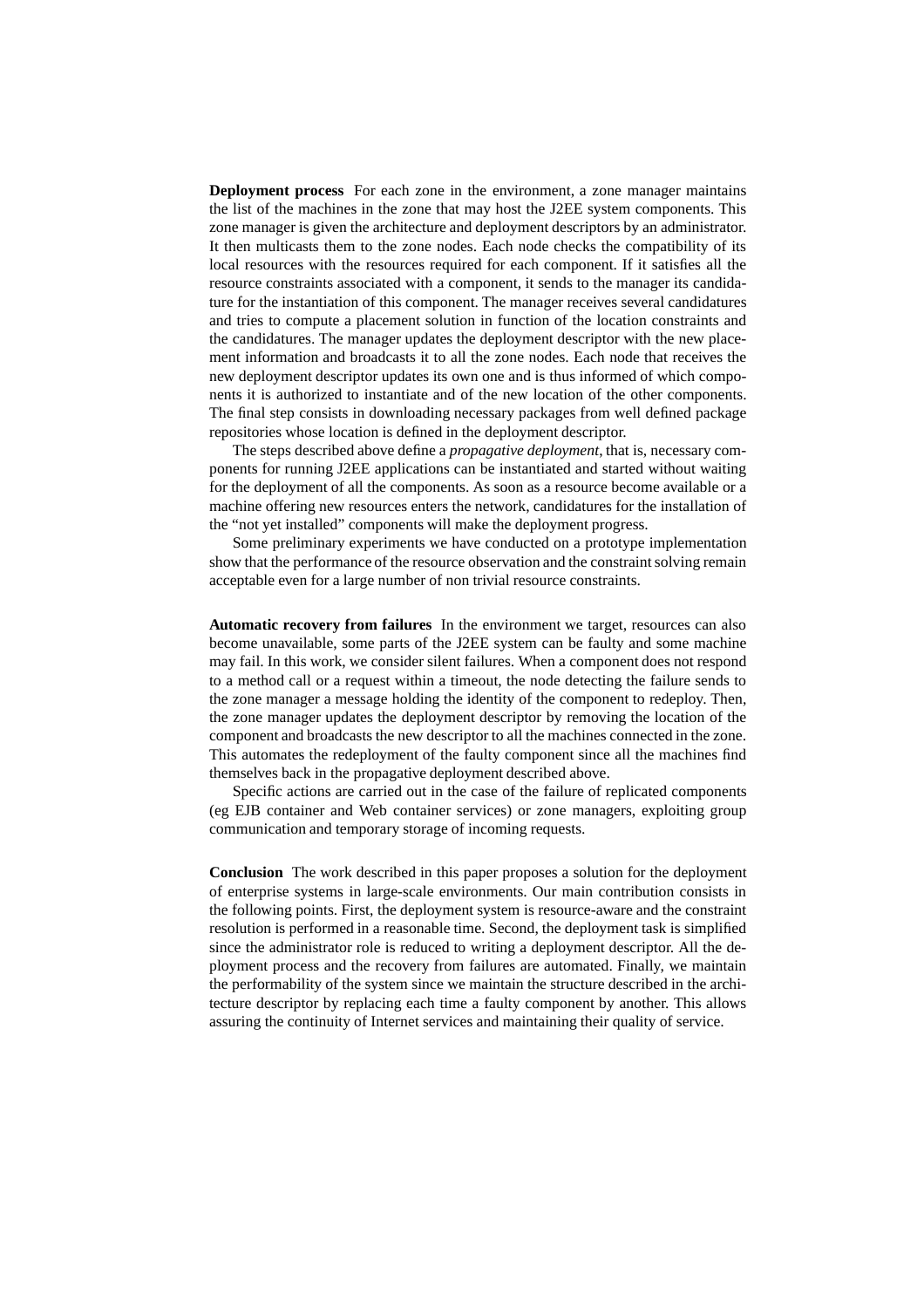**Deployment process** For each zone in the environment, a zone manager maintains the list of the machines in the zone that may host the J2EE system components. This zone manager is given the architecture and deployment descriptors by an administrator. It then multicasts them to the zone nodes. Each node checks the compatibility of its local resources with the resources required for each component. If it satisfies all the resource constraints associated with a component, it sends to the manager its candidature for the instantiation of this component. The manager receives several candidatures and tries to compute a placement solution in function of the location constraints and the candidatures. The manager updates the deployment descriptor with the new placement information and broadcasts it to all the zone nodes. Each node that receives the new deployment descriptor updates its own one and is thus informed of which components it is authorized to instantiate and of the new location of the other components. The final step consists in downloading necessary packages from well defined package repositories whose location is defined in the deployment descriptor.

The steps described above define a *propagative deployment*, that is, necessary components for running J2EE applications can be instantiated and started without waiting for the deployment of all the components. As soon as a resource become available or a machine offering new resources enters the network, candidatures for the installation of the "not yet installed" components will make the deployment progress.

Some preliminary experiments we have conducted on a prototype implementation show that the performance of the resource observation and the constraint solving remain acceptable even for a large number of non trivial resource constraints.

**Automatic recovery from failures** In the environment we target, resources can also become unavailable, some parts of the J2EE system can be faulty and some machine may fail. In this work, we consider silent failures. When a component does not respond to a method call or a request within a timeout, the node detecting the failure sends to the zone manager a message holding the identity of the component to redeploy. Then, the zone manager updates the deployment descriptor by removing the location of the component and broadcasts the new descriptor to all the machines connected in the zone. This automates the redeployment of the faulty component since all the machines find themselves back in the propagative deployment described above.

Specific actions are carried out in the case of the failure of replicated components (eg EJB container and Web container services) or zone managers, exploiting group communication and temporary storage of incoming requests.

**Conclusion** The work described in this paper proposes a solution for the deployment of enterprise systems in large-scale environments. Our main contribution consists in the following points. First, the deployment system is resource-aware and the constraint resolution is performed in a reasonable time. Second, the deployment task is simplified since the administrator role is reduced to writing a deployment descriptor. All the deployment process and the recovery from failures are automated. Finally, we maintain the performability of the system since we maintain the structure described in the architecture descriptor by replacing each time a faulty component by another. This allows assuring the continuity of Internet services and maintaining their quality of service.